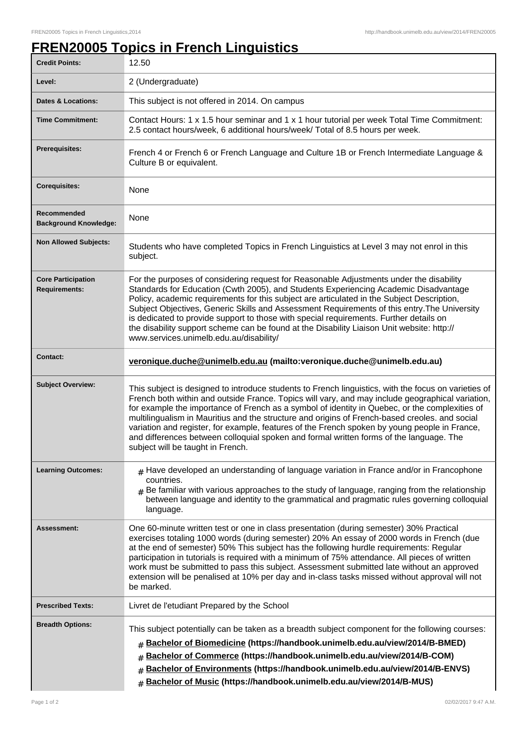# FREN20005 Topics in French Linguistics

| | |
|---|---|
| **Credit Points:** | 12.50 |
| **Level:** | 2 (Undergraduate) |
| **Dates & Locations:** | This subject is not offered in 2014. On campus |
| **Time Commitment:** | Contact Hours: 1 x 1.5 hour seminar and 1 x 1 hour tutorial per week Total Time Commitment: 2.5 contact hours/week, 6 additional hours/week/ Total of 8.5 hours per week. |
| **Prerequisites:** | French 4 or French 6 or French Language and Culture 1B or French Intermediate Language & Culture B or equivalent. |
| **Corequisites:** | None |
| **Recommended Background Knowledge:** | None |
| **Non Allowed Subjects:** | Students who have completed Topics in French Linguistics at Level 3 may not enrol in this subject. |
| **Core Participation Requirements:** | For the purposes of considering request for Reasonable Adjustments under the disability Standards for Education (Cwth 2005), and Students Experiencing Academic Disadvantage Policy, academic requirements for this subject are articulated in the Subject Description, Subject Objectives, Generic Skills and Assessment Requirements of this entry.The University is dedicated to provide support to those with special requirements. Further details on the disability support scheme can be found at the Disability Liaison Unit website: http://www.services.unimelb.edu.au/disability/ |
| **Contact:** | **veronique.duche@unimelb.edu.au (mailto:veronique.duche@unimelb.edu.au)** |
| **Subject Overview:** | This subject is designed to introduce students to French linguistics, with the focus on varieties of French both within and outside France. Topics will vary, and may include geographical variation, for example the importance of French as a symbol of identity in Quebec, or the complexities of multilingualism in Mauritius and the structure and origins of French-based creoles. and social variation and register, for example, features of the French spoken by young people in France, and differences between colloquial spoken and formal written forms of the language. The subject will be taught in French. |
| **Learning Outcomes:** | # Have developed an understanding of language variation in France and/or in Francophone countries. <br> # Be familiar with various approaches to the study of language, ranging from the relationship between language and identity to the grammatical and pragmatic rules governing colloquial language. |
| **Assessment:** | One 60-minute written test or one in class presentation (during semester) 30% Practical exercises totaling 1000 words (during semester) 20% An essay of 2000 words in French (due at the end of semester) 50% This subject has the following hurdle requirements: Regular participation in tutorials is required with a minimum of 75% attendance. All pieces of written work must be submitted to pass this subject. Assessment submitted late without an approved extension will be penalised at 10% per day and in-class tasks missed without approval will not be marked. |
| **Prescribed Texts:** | Livret de l'etudiant Prepared by the School |
| **Breadth Options:** | This subject potentially can be taken as a breadth subject component for the following courses: <br> # **Bachelor of Biomedicine (https://handbook.unimelb.edu.au/view/2014/B-BMED)** <br> # **Bachelor of Commerce (https://handbook.unimelb.edu.au/view/2014/B-COM)** <br> # **Bachelor of Environments (https://handbook.unimelb.edu.au/view/2014/B-ENVS)** <br> # **Bachelor of Music (https://handbook.unimelb.edu.au/view/2014/B-MUS)** |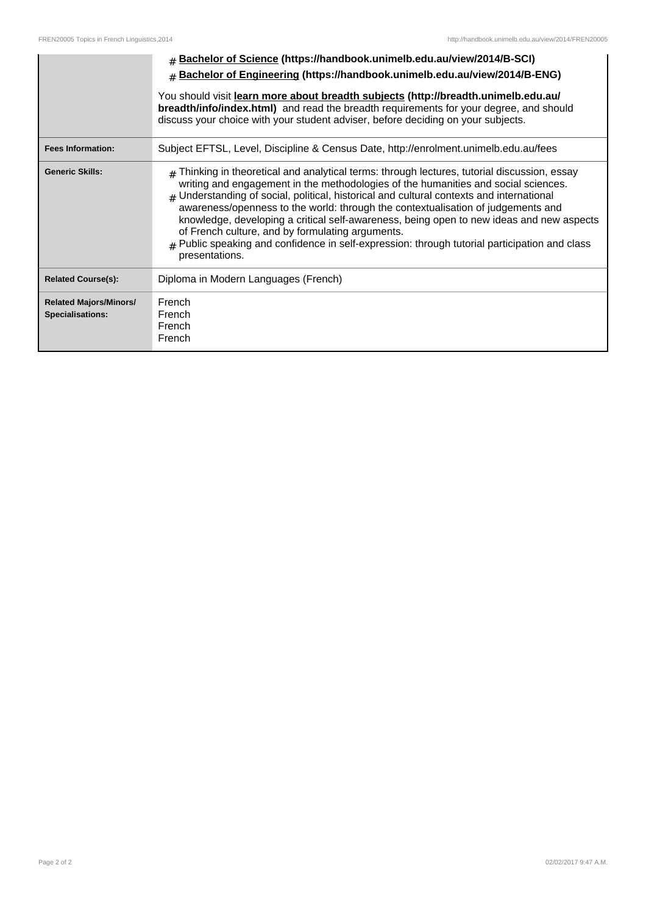| | |
|---|---|
| | # **Bachelor of Science (https://handbook.unimelb.edu.au/view/2014/B-SCI)**<br># **Bachelor of Engineering (https://handbook.unimelb.edu.au/view/2014/B-ENG)**<br><br>You should visit **learn more about breadth subjects (http://breadth.unimelb.edu.au/breadth/info/index.html)** and read the breadth requirements for your degree, and should discuss your choice with your student adviser, before deciding on your subjects. |
| **Fees Information:** | Subject EFTSL, Level, Discipline & Census Date, http://enrolment.unimelb.edu.au/fees |
| **Generic Skills:** | # Thinking in theoretical and analytical terms: through lectures, tutorial discussion, essay writing and engagement in the methodologies of the humanities and social sciences.<br># Understanding of social, political, historical and cultural contexts and international awareness/openness to the world: through the contextualisation of judgements and knowledge, developing a critical self-awareness, being open to new ideas and new aspects of French culture, and by formulating arguments.<br># Public speaking and confidence in self-expression: through tutorial participation and class presentations. |
| **Related Course(s):** | Diploma in Modern Languages (French) |
| **Related Majors/Minors/ Specialisations:** | French<br>French<br>French<br>French |